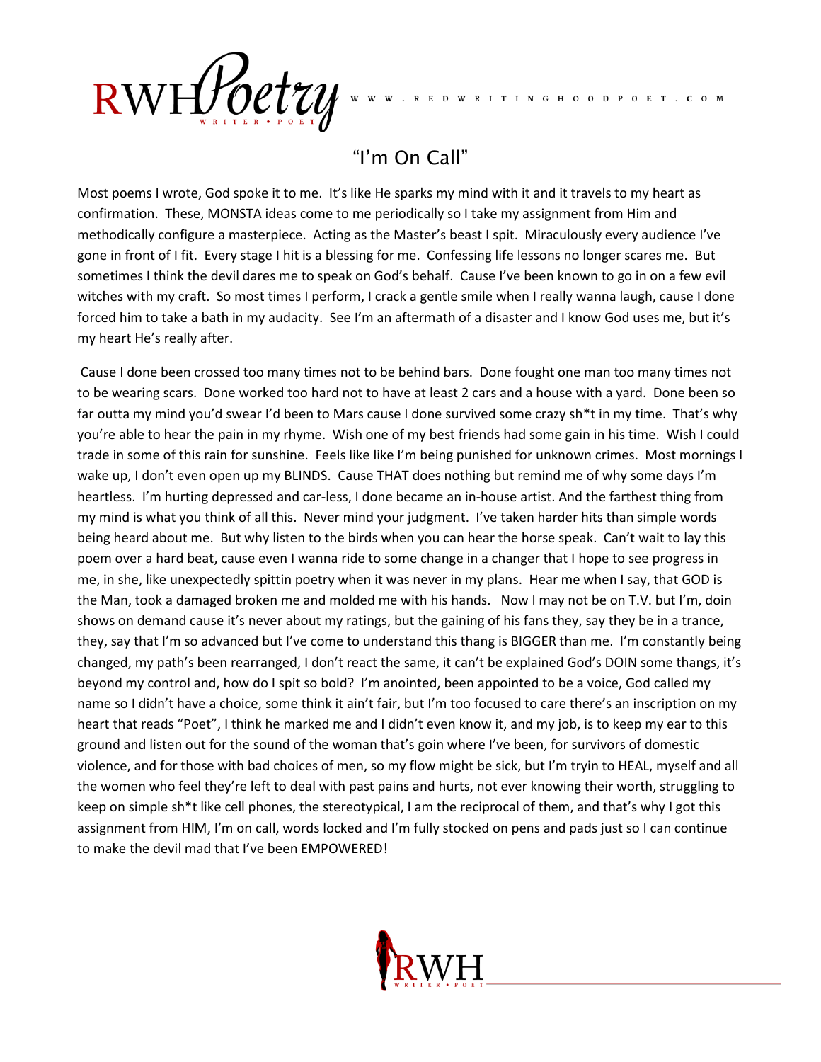# "I'm On Call"

Most poems I wrote, God spoke it to me. It's like He sparks my mind with it and it travels to my heart as confirmation. These, MONSTA ideas come to me periodically so I take my assignment from Him and methodically configure a masterpiece. Acting as the Master's beast I spit. Miraculously every audience I've gone in front of I fit. Every stage I hit is a blessing for me. Confessing life lessons no longer scares me. But sometimes I think the devil dares me to speak on God's behalf. Cause I've been known to go in on a few evil witches with my craft. So most times I perform, I crack a gentle smile when I really wanna laugh, cause I done forced him to take a bath in my audacity. See I'm an aftermath of a disaster and I know God uses me, but it's my heart He's really after.

Cause I done been crossed too many times not to be behind bars. Done fought one man too many times not to be wearing scars. Done worked too hard not to have at least 2 cars and a house with a yard. Done been so far outta my mind you'd swear I'd been to Mars cause I done survived some crazy sh*t in my time. That's why you're able to hear the pain in my rhyme. Wish one of my best friends had some gain in his time. Wish I could trade in some of this rain for sunshine. Feels like like I'm being punished for unknown crimes. Most mornings I wake up, I don't even open up my BLINDS. Cause THAT does nothing but remind me of why some days I'm heartless. I'm hurting depressed and car-less, I done became an in-house artist. And the farthest thing from my mind is what you think of all this. Never mind your judgment. I've taken harder hits than simple words being heard about me. But why listen to the birds when you can hear the horse speak. Can't wait to lay this poem over a hard beat, cause even I wanna ride to some change in a changer that I hope to see progress in me, in she, like unexpectedly spittin poetry when it was never in my plans. Hear me when I say, that GOD is the Man, took a damaged broken me and molded me with his hands. Now I may not be on T.V. but I'm, doin shows on demand cause it's never about my ratings, but the gaining of his fans they, say they be in a trance, they, say that I'm so advanced but I've come to understand this thang is BIGGER than me. I'm constantly being changed, my path's been rearranged, I don't react the same, it can't be explained God's DOIN some thangs, it's beyond my control and, how do I spit so bold? I'm anointed, been appointed to be a voice, God called my name so I didn't have a choice, some think it ain't fair, but I'm too focused to care there's an inscription on my heart that reads "Poet", I think he marked me and I didn't even know it, and my job, is to keep my ear to this ground and listen out for the sound of the woman that's goin where I've been, for survivors of domestic violence, and for those with bad choices of men, so my flow might be sick, but I'm tryin to HEAL, myself and all the women who feel they're left to deal with past pains and hurts, not ever knowing their worth, struggling to keep on simple sh*t like cell phones, the stereotypical, I am the reciprocal of them, and that's why I got this assignment from HIM, I'm on call, words locked and I'm fully stocked on pens and pads just so I can continue to make the devil mad that I've been EMPOWERED!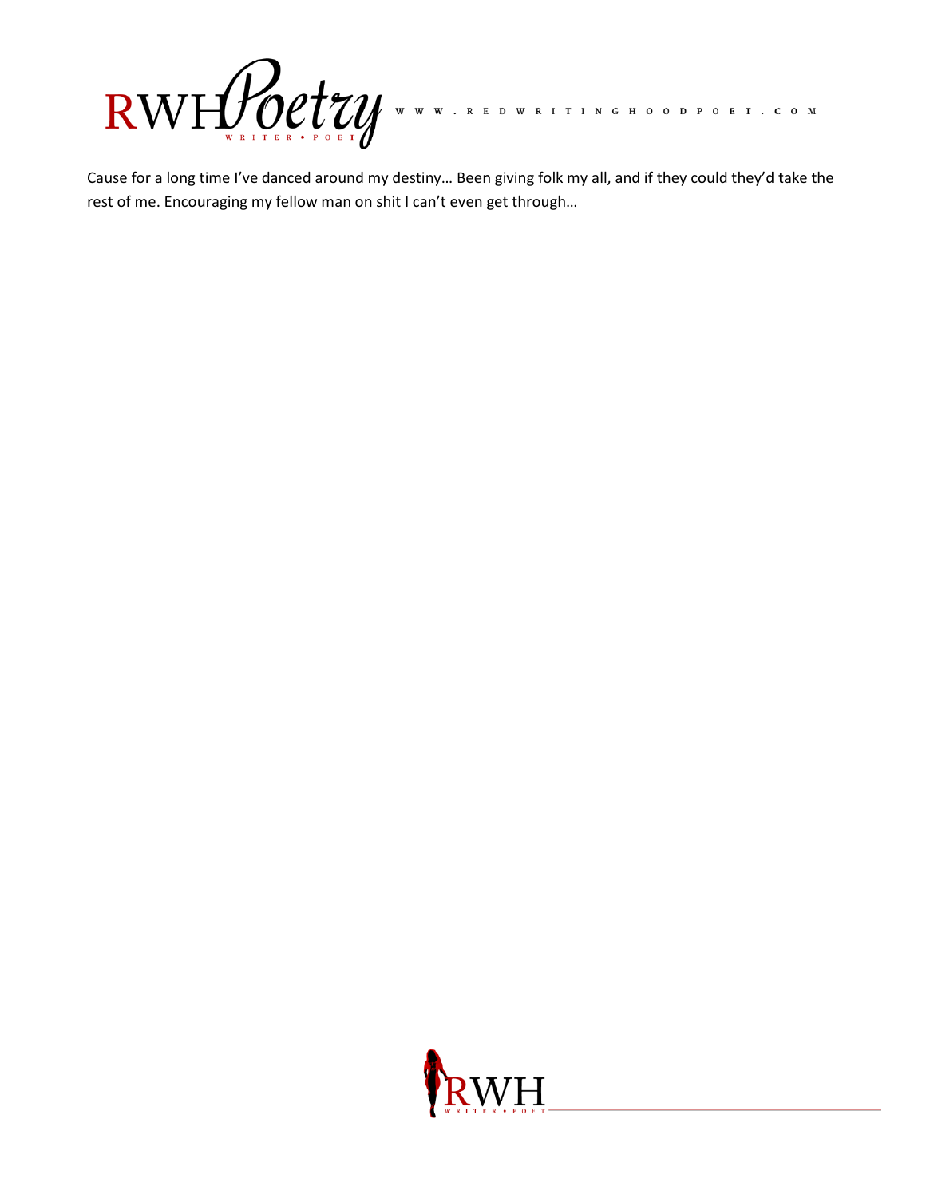Cause for a long time I've danced around my destiny… Been giving folk my all, and if they could they'd take the rest of me. Encouraging my fellow man on shit I can't even get through…